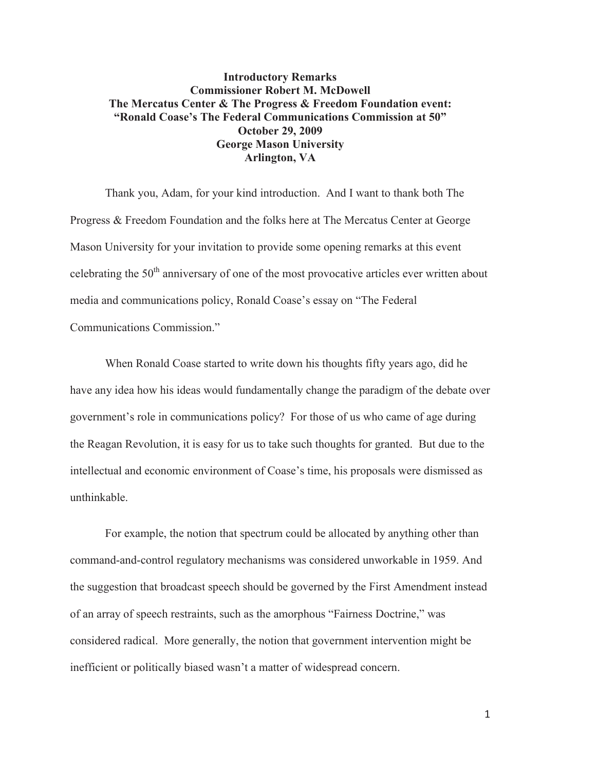**Introductory Remarks**
**Commissioner Robert M. McDowell**
**The Mercatus Center & The Progress & Freedom Foundation event:**
**"Ronald Coase's The Federal Communications Commission at 50"**
**October 29, 2009**
**George Mason University**
**Arlington, VA**

Thank you, Adam, for your kind introduction. And I want to thank both The Progress & Freedom Foundation and the folks here at The Mercatus Center at George Mason University for your invitation to provide some opening remarks at this event celebrating the 50th anniversary of one of the most provocative articles ever written about media and communications policy, Ronald Coase's essay on "The Federal Communications Commission."

When Ronald Coase started to write down his thoughts fifty years ago, did he have any idea how his ideas would fundamentally change the paradigm of the debate over government's role in communications policy? For those of us who came of age during the Reagan Revolution, it is easy for us to take such thoughts for granted. But due to the intellectual and economic environment of Coase's time, his proposals were dismissed as unthinkable.

For example, the notion that spectrum could be allocated by anything other than command-and-control regulatory mechanisms was considered unworkable in 1959. And the suggestion that broadcast speech should be governed by the First Amendment instead of an array of speech restraints, such as the amorphous "Fairness Doctrine," was considered radical. More generally, the notion that government intervention might be inefficient or politically biased wasn't a matter of widespread concern.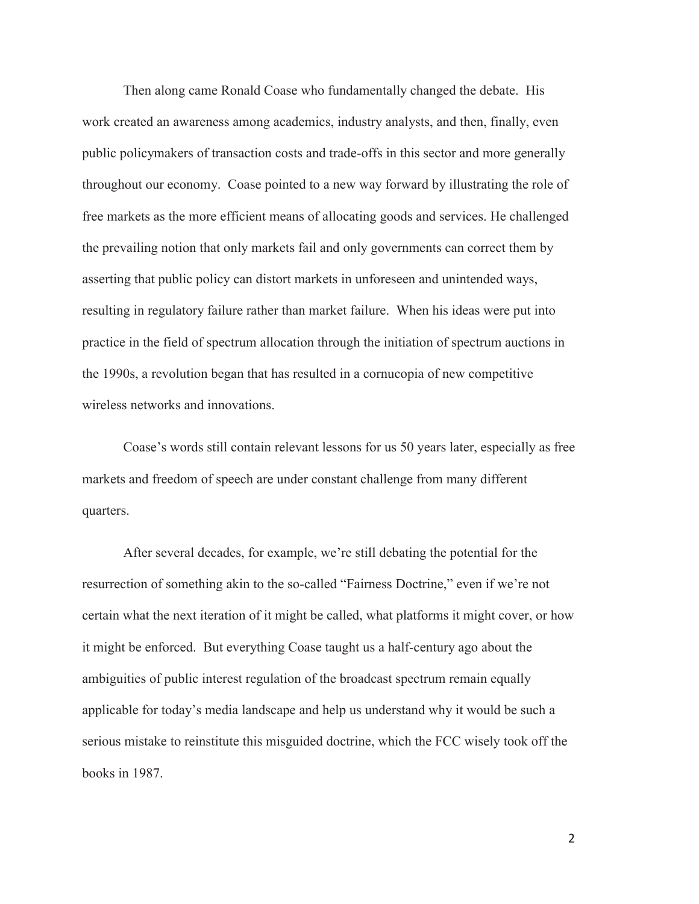Then along came Ronald Coase who fundamentally changed the debate. His work created an awareness among academics, industry analysts, and then, finally, even public policymakers of transaction costs and trade-offs in this sector and more generally throughout our economy. Coase pointed to a new way forward by illustrating the role of free markets as the more efficient means of allocating goods and services. He challenged the prevailing notion that only markets fail and only governments can correct them by asserting that public policy can distort markets in unforeseen and unintended ways, resulting in regulatory failure rather than market failure. When his ideas were put into practice in the field of spectrum allocation through the initiation of spectrum auctions in the 1990s, a revolution began that has resulted in a cornucopia of new competitive wireless networks and innovations.

Coase's words still contain relevant lessons for us 50 years later, especially as free markets and freedom of speech are under constant challenge from many different quarters.

After several decades, for example, we're still debating the potential for the resurrection of something akin to the so-called "Fairness Doctrine," even if we're not certain what the next iteration of it might be called, what platforms it might cover, or how it might be enforced. But everything Coase taught us a half-century ago about the ambiguities of public interest regulation of the broadcast spectrum remain equally applicable for today's media landscape and help us understand why it would be such a serious mistake to reinstitute this misguided doctrine, which the FCC wisely took off the books in 1987.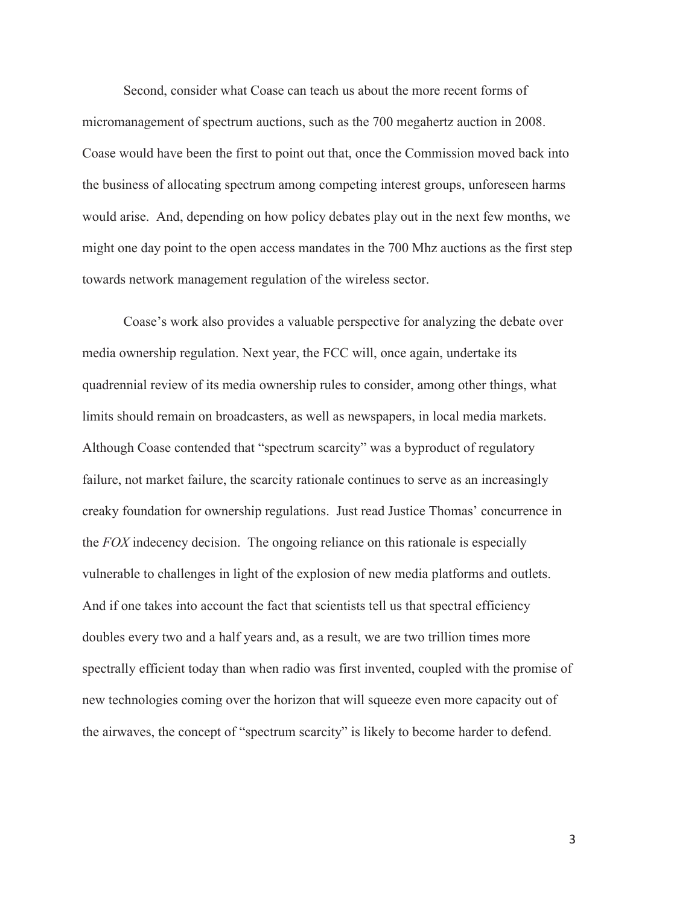Second, consider what Coase can teach us about the more recent forms of micromanagement of spectrum auctions, such as the 700 megahertz auction in 2008. Coase would have been the first to point out that, once the Commission moved back into the business of allocating spectrum among competing interest groups, unforeseen harms would arise. And, depending on how policy debates play out in the next few months, we might one day point to the open access mandates in the 700 Mhz auctions as the first step towards network management regulation of the wireless sector.

Coase's work also provides a valuable perspective for analyzing the debate over media ownership regulation. Next year, the FCC will, once again, undertake its quadrennial review of its media ownership rules to consider, among other things, what limits should remain on broadcasters, as well as newspapers, in local media markets. Although Coase contended that "spectrum scarcity" was a byproduct of regulatory failure, not market failure, the scarcity rationale continues to serve as an increasingly creaky foundation for ownership regulations. Just read Justice Thomas' concurrence in the *FOX* indecency decision. The ongoing reliance on this rationale is especially vulnerable to challenges in light of the explosion of new media platforms and outlets. And if one takes into account the fact that scientists tell us that spectral efficiency doubles every two and a half years and, as a result, we are two trillion times more spectrally efficient today than when radio was first invented, coupled with the promise of new technologies coming over the horizon that will squeeze even more capacity out of the airwaves, the concept of "spectrum scarcity" is likely to become harder to defend.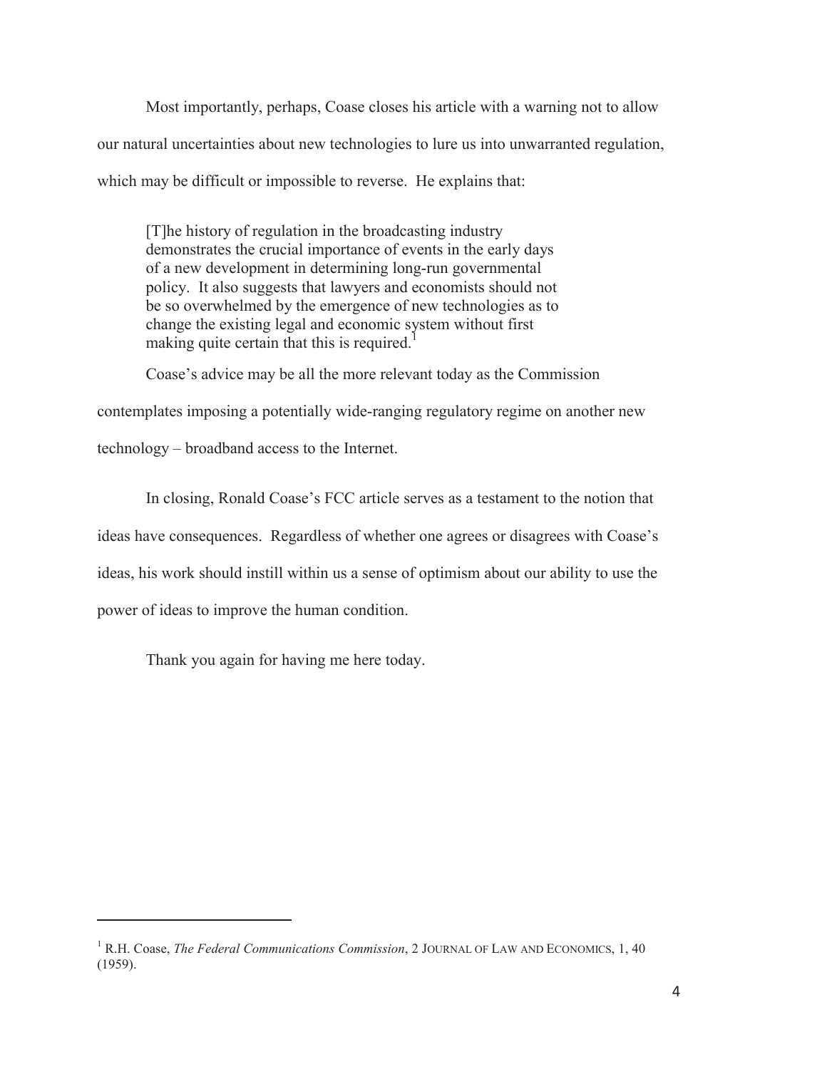Most importantly, perhaps, Coase closes his article with a warning not to allow our natural uncertainties about new technologies to lure us into unwarranted regulation, which may be difficult or impossible to reverse. He explains that:

> [T]he history of regulation in the broadcasting industry demonstrates the crucial importance of events in the early days of a new development in determining long-run governmental policy. It also suggests that lawyers and economists should not be so overwhelmed by the emergence of new technologies as to change the existing legal and economic system without first making quite certain that this is required.[1]

Coase's advice may be all the more relevant today as the Commission contemplates imposing a potentially wide-ranging regulatory regime on another new technology – broadband access to the Internet.

In closing, Ronald Coase's FCC article serves as a testament to the notion that ideas have consequences. Regardless of whether one agrees or disagrees with Coase's ideas, his work should instill within us a sense of optimism about our ability to use the power of ideas to improve the human condition.

Thank you again for having me here today.

---

[1] R.H. Coase, *The Federal Communications Commission*, 2 JOURNAL OF LAW AND ECONOMICS, 1, 40 (1959).